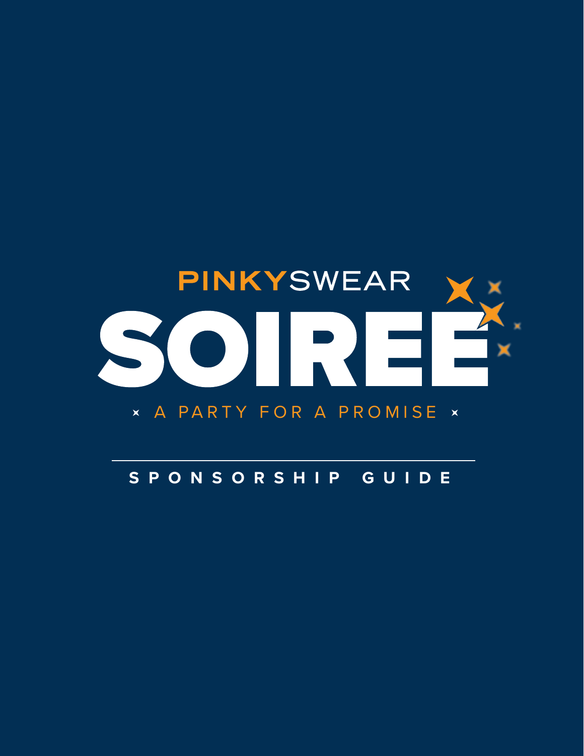PINKYSWEAR

# SOIRÉE

A PARTY FOR A PROMISE

## SPONSORSHIP GUIDE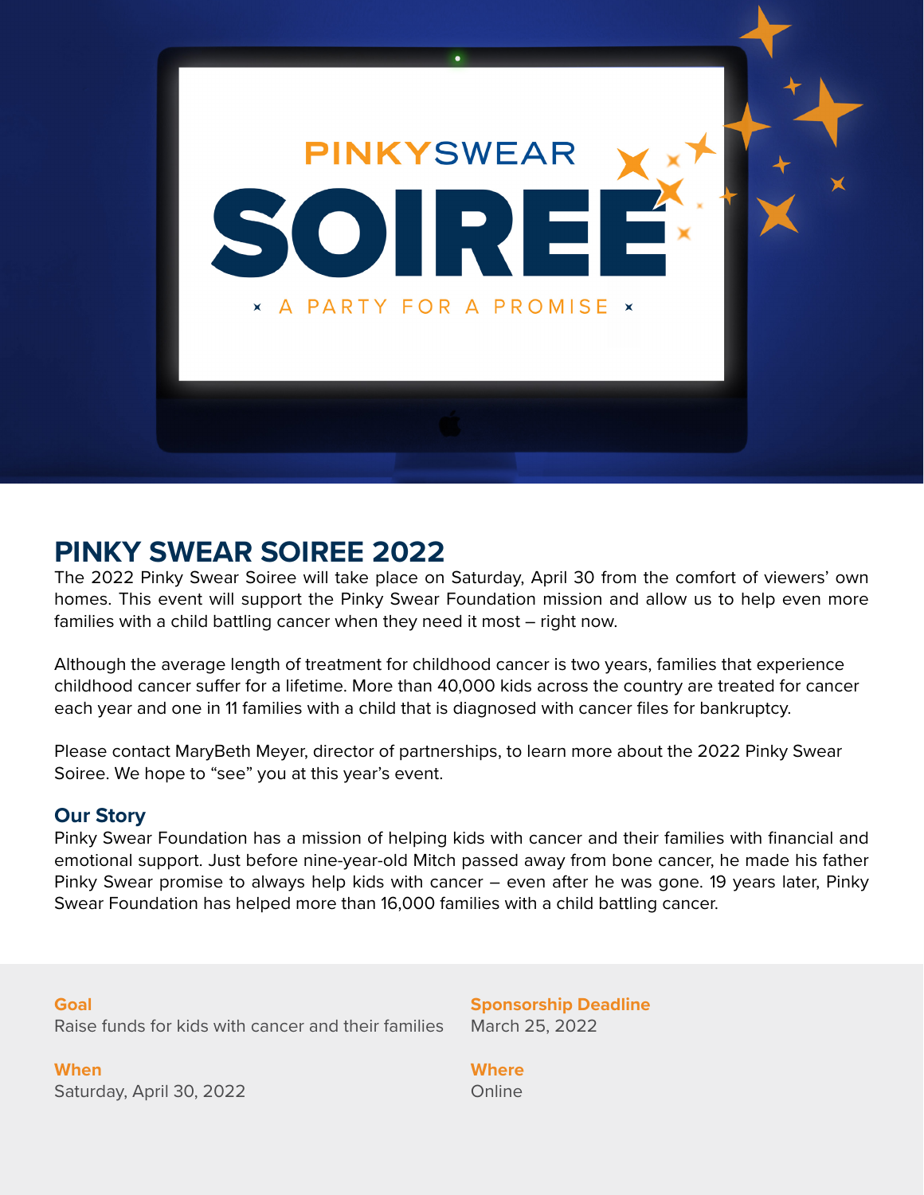PINKYSWEAR

# SOIREE

A PARTY FOR A PROMISE

## PINKY SWEAR SOIREE 2022

The 2022 Pinky Swear Soiree will take place on Saturday, April 30 from the comfort of viewers' own homes. This event will support the Pinky Swear Foundation mission and allow us to help even more families with a child battling cancer when they need it most – right now.

Although the average length of treatment for childhood cancer is two years, families that experience childhood cancer suffer for a lifetime. More than 40,000 kids across the country are treated for cancer each year and one in 11 families with a child that is diagnosed with cancer files for bankruptcy.

Please contact MaryBeth Meyer, director of partnerships, to learn more about the 2022 Pinky Swear Soiree. We hope to "see" you at this year's event.

### Our Story

Pinky Swear Foundation has a mission of helping kids with cancer and their families with financial and emotional support. Just before nine-year-old Mitch passed away from bone cancer, he made his father Pinky Swear promise to always help kids with cancer – even after he was gone. 19 years later, Pinky Swear Foundation has helped more than 16,000 families with a child battling cancer.

**Goal**
Raise funds for kids with cancer and their families

**When**
Saturday, April 30, 2022

**Sponsorship Deadline**
March 25, 2022

**Where**
Online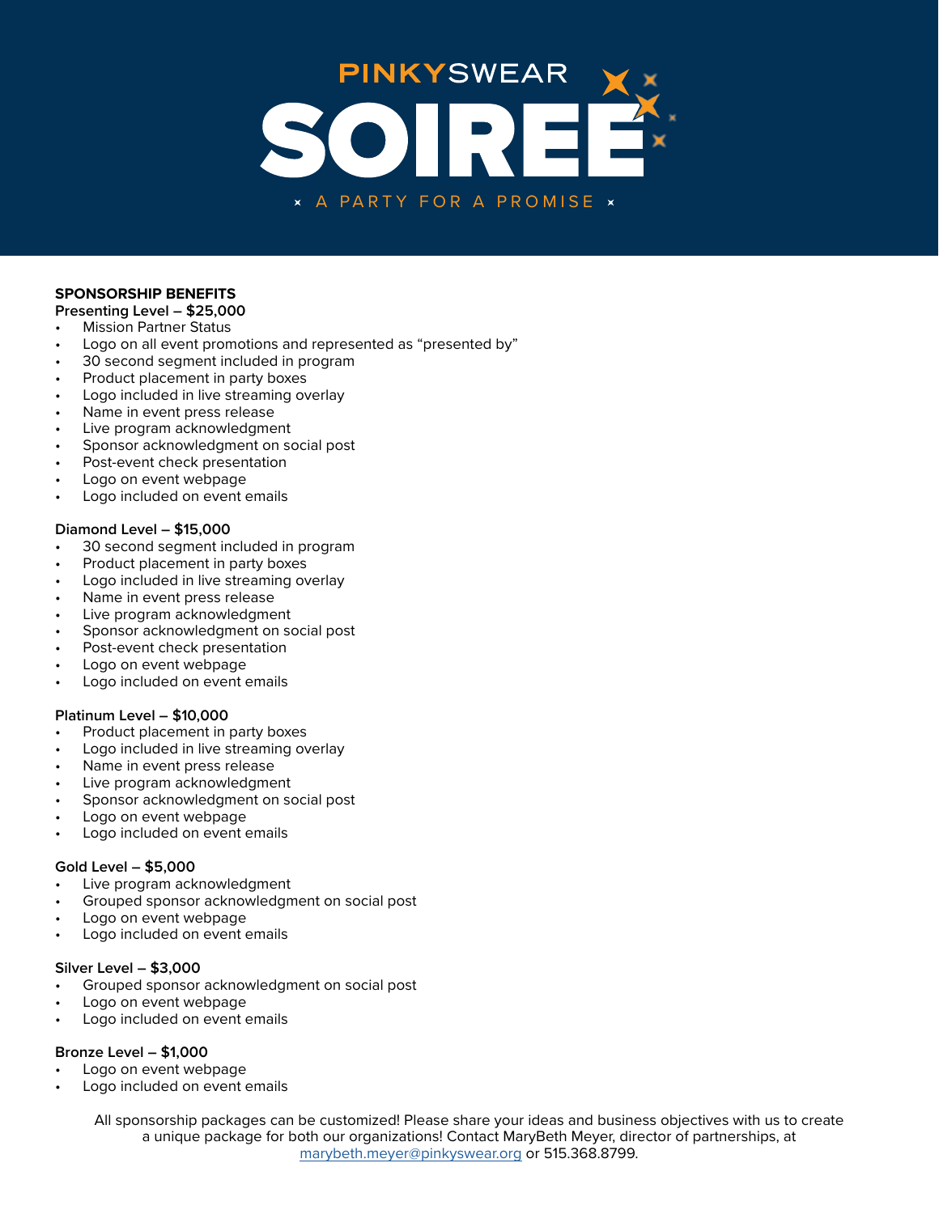# PINKYSWEAR SOIREE

A PARTY FOR A PROMISE

## SPONSORSHIP BENEFITS

**Presenting Level – $25,000**

- Mission Partner Status
- Logo on all event promotions and represented as "presented by"
- 30 second segment included in program
- Product placement in party boxes
- Logo included in live streaming overlay
- Name in event press release
- Live program acknowledgment
- Sponsor acknowledgment on social post
- Post-event check presentation
- Logo on event webpage
- Logo included on event emails

**Diamond Level – $15,000**

- 30 second segment included in program
- Product placement in party boxes
- Logo included in live streaming overlay
- Name in event press release
- Live program acknowledgment
- Sponsor acknowledgment on social post
- Post-event check presentation
- Logo on event webpage
- Logo included on event emails

**Platinum Level – $10,000**

- Product placement in party boxes
- Logo included in live streaming overlay
- Name in event press release
- Live program acknowledgment
- Sponsor acknowledgment on social post
- Logo on event webpage
- Logo included on event emails

**Gold Level – $5,000**

- Live program acknowledgment
- Grouped sponsor acknowledgment on social post
- Logo on event webpage
- Logo included on event emails

**Silver Level – $3,000**

- Grouped sponsor acknowledgment on social post
- Logo on event webpage
- Logo included on event emails

**Bronze Level – $1,000**

- Logo on event webpage
- Logo included on event emails

All sponsorship packages can be customized! Please share your ideas and business objectives with us to create a unique package for both our organizations! Contact MaryBeth Meyer, director of partnerships, at marybeth.meyer@pinkyswear.org or 515.368.8799.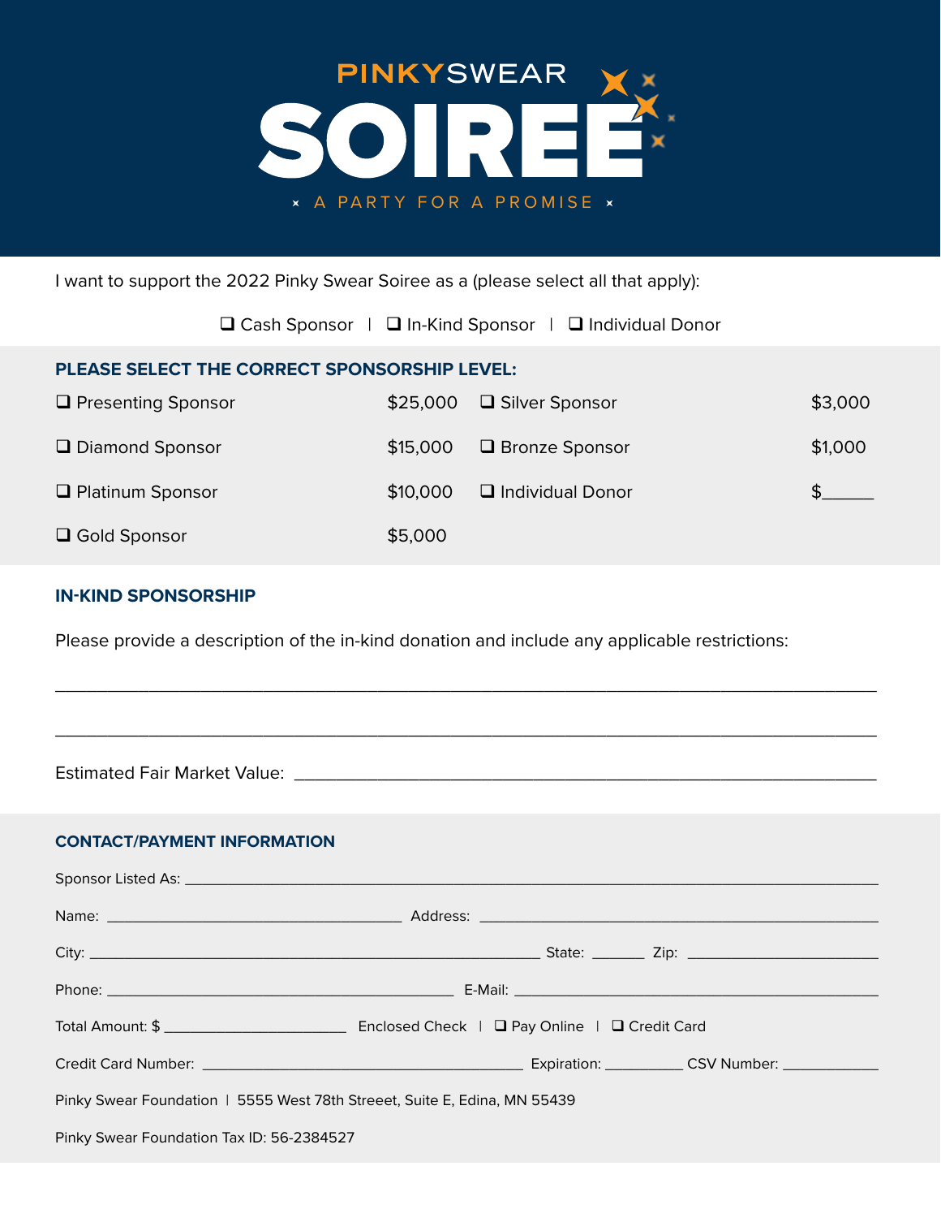# PINKYSWEAR SOIREE

A PARTY FOR A PROMISE

I want to support the 2022 Pinky Swear Soiree as a (please select all that apply):

❑ Cash Sponsor | ❑ In-Kind Sponsor | ❑ Individual Donor

## PLEASE SELECT THE CORRECT SPONSORSHIP LEVEL:

| | | | |
|---|---|---|---|
| ❑ Presenting Sponsor | $25,000 | ❑ Silver Sponsor | $3,000 |
| ❑ Diamond Sponsor | $15,000 | ❑ Bronze Sponsor | $1,000 |
| ❑ Platinum Sponsor | $10,000 | ❑ Individual Donor | $______ |
| ❑ Gold Sponsor | $5,000 | | |

## IN-KIND SPONSORSHIP

Please provide a description of the in-kind donation and include any applicable restrictions:

______________________________________________________________________________

______________________________________________________________________________

Estimated Fair Market Value: ______________________________________________________

## CONTACT/PAYMENT INFORMATION

Sponsor Listed As: ______________________________________________________________

Name: ______________________________ Address: ______________________________________

City: ______________________________________________ State: ______ Zip: ___________________

Phone: ___________________________________ E-Mail: ____________________________________

Total Amount: $ ___________________ Enclosed Check | ❑ Pay Online | ❑ Credit Card

Credit Card Number: _________________________________ Expiration: _________ CSV Number: __________

Pinky Swear Foundation | 5555 West 78th Streeet, Suite E, Edina, MN 55439

Pinky Swear Foundation Tax ID: 56-2384527